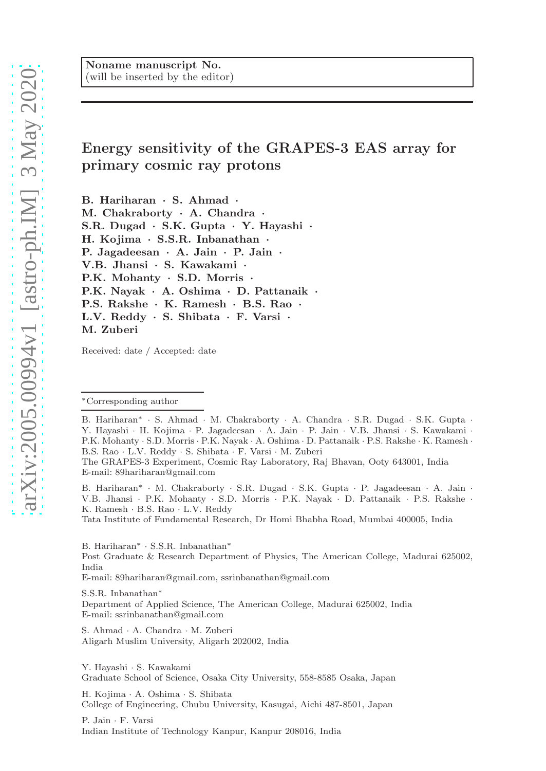Noname manuscript No.
(will be inserted by the editor)

# Energy sensitivity of the GRAPES-3 EAS array for primary cosmic ray protons

**B. Hariharan · S. Ahmad · M. Chakraborty · A. Chandra · S.R. Dugad · S.K. Gupta · Y. Hayashi · H. Kojima · S.S.R. Inbanathan · P. Jagadeesan · A. Jain · P. Jain · V.B. Jhansi · S. Kawakami · P.K. Mohanty · S.D. Morris · P.K. Nayak · A. Oshima · D. Pattanaik · P.S. Rakshe · K. Ramesh · B.S. Rao · L.V. Reddy · S. Shibata · F. Varsi · M. Zuberi**

Received: date / Accepted: date

*Corresponding author

B. Hariharan* · S. Ahmad · M. Chakraborty · A. Chandra · S.R. Dugad · S.K. Gupta · Y. Hayashi · H. Kojima · P. Jagadeesan · A. Jain · P. Jain · V.B. Jhansi · S. Kawakami · P.K. Mohanty · S.D. Morris · P.K. Nayak · A. Oshima · D. Pattanaik · P.S. Rakshe · K. Ramesh · B.S. Rao · L.V. Reddy · S. Shibata · F. Varsi · M. Zuberi
The GRAPES-3 Experiment, Cosmic Ray Laboratory, Raj Bhavan, Ooty 643001, India
E-mail: 89hariharan@gmail.com

B. Hariharan* · M. Chakraborty · S.R. Dugad · S.K. Gupta · P. Jagadeesan · A. Jain · V.B. Jhansi · P.K. Mohanty · S.D. Morris · P.K. Nayak · D. Pattanaik · P.S. Rakshe · K. Ramesh · B.S. Rao · L.V. Reddy
Tata Institute of Fundamental Research, Dr Homi Bhabha Road, Mumbai 400005, India

B. Hariharan* · S.S.R. Inbanathan*
Post Graduate & Research Department of Physics, The American College, Madurai 625002, India
E-mail: 89hariharan@gmail.com, ssrinbanathan@gmail.com

S.S.R. Inbanathan*
Department of Applied Science, The American College, Madurai 625002, India
E-mail: ssrinbanathan@gmail.com

S. Ahmad · A. Chandra · M. Zuberi
Aligarh Muslim University, Aligarh 202002, India

Y. Hayashi · S. Kawakami
Graduate School of Science, Osaka City University, 558-8585 Osaka, Japan

H. Kojima · A. Oshima · S. Shibata
College of Engineering, Chubu University, Kasugai, Aichi 487-8501, Japan

P. Jain · F. Varsi
Indian Institute of Technology Kanpur, Kanpur 208016, India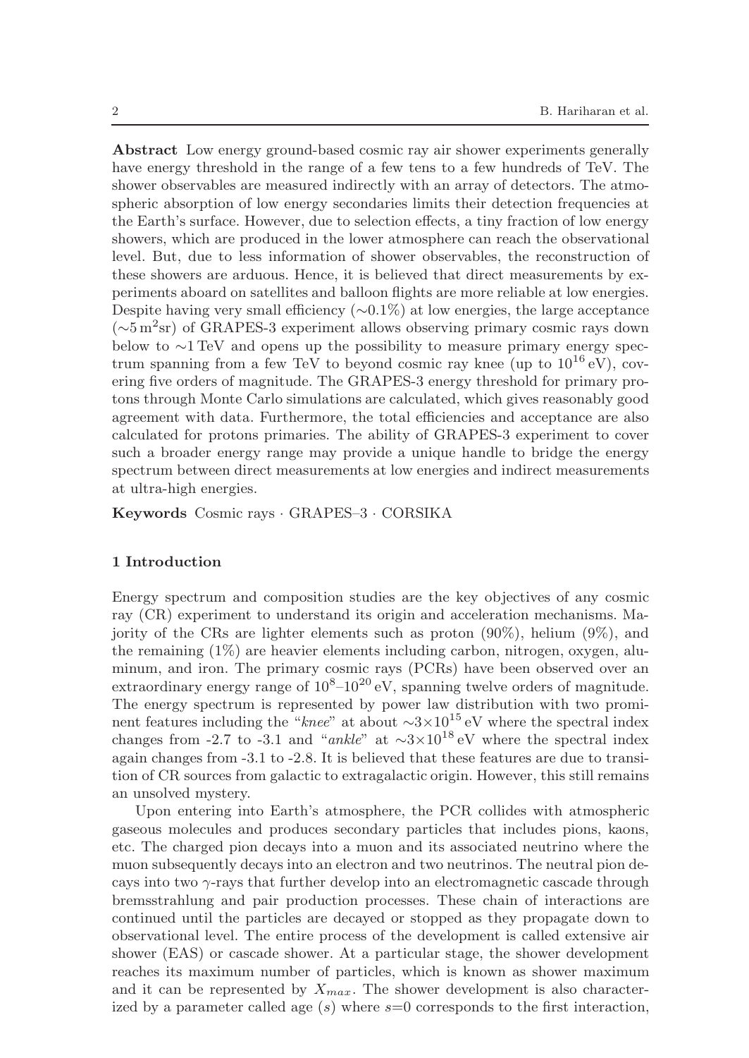**Abstract** Low energy ground-based cosmic ray air shower experiments generally have energy threshold in the range of a few tens to a few hundreds of TeV. The shower observables are measured indirectly with an array of detectors. The atmospheric absorption of low energy secondaries limits their detection frequencies at the Earth's surface. However, due to selection effects, a tiny fraction of low energy showers, which are produced in the lower atmosphere can reach the observational level. But, due to less information of shower observables, the reconstruction of these showers are arduous. Hence, it is believed that direct measurements by experiments aboard on satellites and balloon flights are more reliable at low energies. Despite having very small efficiency ($\sim$0.1%) at low energies, the large acceptance ($\sim$5 m$^2$sr) of GRAPES-3 experiment allows observing primary cosmic rays down below to $\sim$1 TeV and opens up the possibility to measure primary energy spectrum spanning from a few TeV to beyond cosmic ray knee (up to $10^{16}$ eV), covering five orders of magnitude. The GRAPES-3 energy threshold for primary protons through Monte Carlo simulations are calculated, which gives reasonably good agreement with data. Furthermore, the total efficiencies and acceptance are also calculated for protons primaries. The ability of GRAPES-3 experiment to cover such a broader energy range may provide a unique handle to bridge the energy spectrum between direct measurements at low energies and indirect measurements at ultra-high energies.

**Keywords** Cosmic rays · GRAPES–3 · CORSIKA

## 1 Introduction

Energy spectrum and composition studies are the key objectives of any cosmic ray (CR) experiment to understand its origin and acceleration mechanisms. Majority of the CRs are lighter elements such as proton (90%), helium (9%), and the remaining (1%) are heavier elements including carbon, nitrogen, oxygen, aluminum, and iron. The primary cosmic rays (PCRs) have been observed over an extraordinary energy range of $10^8$–$10^{20}$ eV, spanning twelve orders of magnitude. The energy spectrum is represented by power law distribution with two prominent features including the "*knee*" at about $\sim 3\times10^{15}$ eV where the spectral index changes from -2.7 to -3.1 and "*ankle*" at $\sim 3\times10^{18}$ eV where the spectral index again changes from -3.1 to -2.8. It is believed that these features are due to transition of CR sources from galactic to extragalactic origin. However, this still remains an unsolved mystery.

Upon entering into Earth's atmosphere, the PCR collides with atmospheric gaseous molecules and produces secondary particles that includes pions, kaons, etc. The charged pion decays into a muon and its associated neutrino where the muon subsequently decays into an electron and two neutrinos. The neutral pion decays into two $\gamma$-rays that further develop into an electromagnetic cascade through bremsstrahlung and pair production processes. These chain of interactions are continued until the particles are decayed or stopped as they propagate down to observational level. The entire process of the development is called extensive air shower (EAS) or cascade shower. At a particular stage, the shower development reaches its maximum number of particles, which is known as shower maximum and it can be represented by $X_{max}$. The shower development is also characterized by a parameter called age ($s$) where $s$=0 corresponds to the first interaction,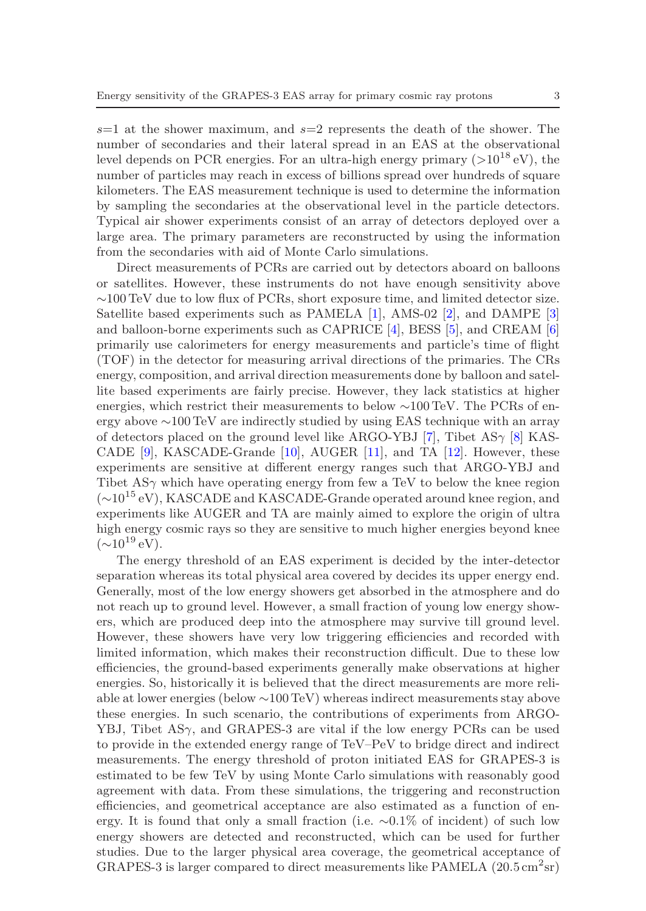$s$=1 at the shower maximum, and $s$=2 represents the death of the shower. The number of secondaries and their lateral spread in an EAS at the observational level depends on PCR energies. For an ultra-high energy primary ($>10^{18}$ eV), the number of particles may reach in excess of billions spread over hundreds of square kilometers. The EAS measurement technique is used to determine the information by sampling the secondaries at the observational level in the particle detectors. Typical air shower experiments consist of an array of detectors deployed over a large area. The primary parameters are reconstructed by using the information from the secondaries with aid of Monte Carlo simulations.

Direct measurements of PCRs are carried out by detectors aboard on balloons or satellites. However, these instruments do not have enough sensitivity above $\sim$100 TeV due to low flux of PCRs, short exposure time, and limited detector size. Satellite based experiments such as PAMELA [1], AMS-02 [2], and DAMPE [3] and balloon-borne experiments such as CAPRICE [4], BESS [5], and CREAM [6] primarily use calorimeters for energy measurements and particle's time of flight (TOF) in the detector for measuring arrival directions of the primaries. The CRs energy, composition, and arrival direction measurements done by balloon and satellite based experiments are fairly precise. However, they lack statistics at higher energies, which restrict their measurements to below $\sim$100 TeV. The PCRs of energy above $\sim$100 TeV are indirectly studied by using EAS technique with an array of detectors placed on the ground level like ARGO-YBJ [7], Tibet AS$\gamma$ [8] KASCADE [9], KASCADE-Grande [10], AUGER [11], and TA [12]. However, these experiments are sensitive at different energy ranges such that ARGO-YBJ and Tibet AS$\gamma$ which have operating energy from few a TeV to below the knee region ($\sim 10^{15}$ eV), KASCADE and KASCADE-Grande operated around knee region, and experiments like AUGER and TA are mainly aimed to explore the origin of ultra high energy cosmic rays so they are sensitive to much higher energies beyond knee ($\sim 10^{19}$ eV).

The energy threshold of an EAS experiment is decided by the inter-detector separation whereas its total physical area covered by decides its upper energy end. Generally, most of the low energy showers get absorbed in the atmosphere and do not reach up to ground level. However, a small fraction of young low energy showers, which are produced deep into the atmosphere may survive till ground level. However, these showers have very low triggering efficiencies and recorded with limited information, which makes their reconstruction difficult. Due to these low efficiencies, the ground-based experiments generally make observations at higher energies. So, historically it is believed that the direct measurements are more reliable at lower energies (below $\sim$100 TeV) whereas indirect measurements stay above these energies. In such scenario, the contributions of experiments from ARGO-YBJ, Tibet AS$\gamma$, and GRAPES-3 are vital if the low energy PCRs can be used to provide in the extended energy range of TeV–PeV to bridge direct and indirect measurements. The energy threshold of proton initiated EAS for GRAPES-3 is estimated to be few TeV by using Monte Carlo simulations with reasonably good agreement with data. From these simulations, the triggering and reconstruction efficiencies, and geometrical acceptance are also estimated as a function of energy. It is found that only a small fraction (i.e. $\sim$0.1% of incident) of such low energy showers are detected and reconstructed, which can be used for further studies. Due to the larger physical area coverage, the geometrical acceptance of GRAPES-3 is larger compared to direct measurements like PAMELA (20.5 cm$^2$sr)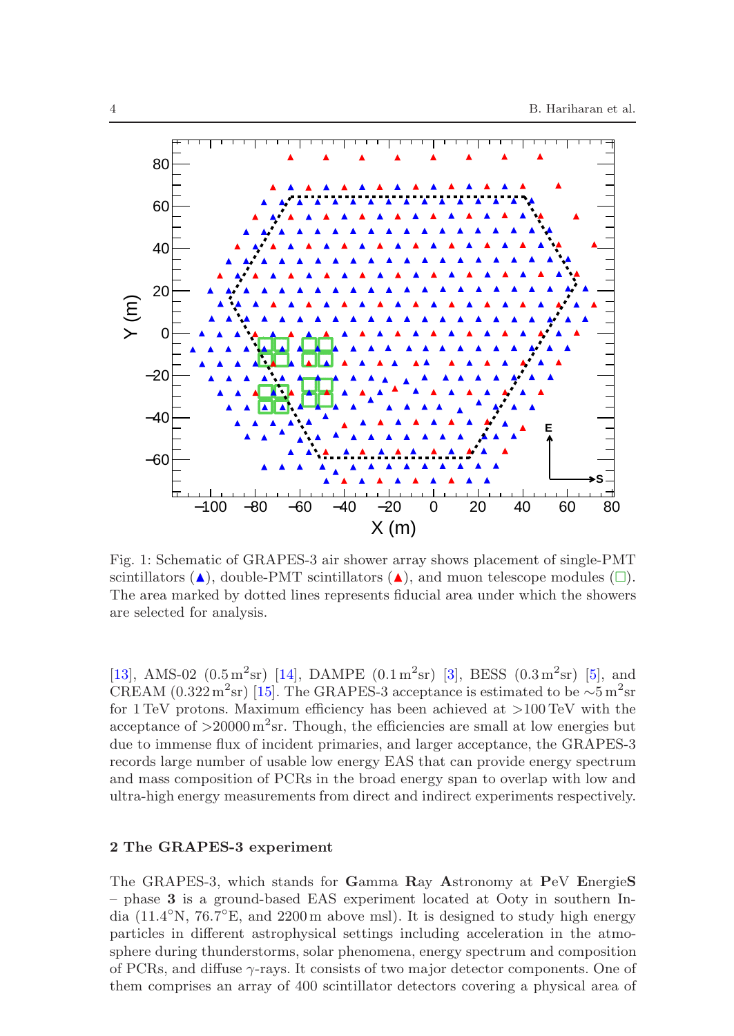Fig. 1: Schematic of GRAPES-3 air shower array shows placement of single-PMT scintillators (▲), double-PMT scintillators (▲), and muon telescope modules (□). The area marked by dotted lines represents fiducial area under which the showers are selected for analysis.

[13], AMS-02 ($0.5\,\mathrm{m^2 sr}$) [14], DAMPE ($0.1\,\mathrm{m^2 sr}$) [3], BESS ($0.3\,\mathrm{m^2 sr}$) [5], and CREAM ($0.322\,\mathrm{m^2 sr}$) [15]. The GRAPES-3 acceptance is estimated to be $\sim 5\,\mathrm{m^2 sr}$ for 1 TeV protons. Maximum efficiency has been achieved at $>100$ TeV with the acceptance of $>20000\,\mathrm{m^2 sr}$. Though, the efficiencies are small at low energies but due to immense flux of incident primaries, and larger acceptance, the GRAPES-3 records large number of usable low energy EAS that can provide energy spectrum and mass composition of PCRs in the broad energy span to overlap with low and ultra-high energy measurements from direct and indirect experiments respectively.

## 2 The GRAPES-3 experiment

The GRAPES-3, which stands for **G**amma **R**ay **A**stronomy at **P**eV **E**nergie**S** – phase **3** is a ground-based EAS experiment located at Ooty in southern India (11.4°N, 76.7°E, and 2200 m above msl). It is designed to study high energy particles in different astrophysical settings including acceleration in the atmosphere during thunderstorms, solar phenomena, energy spectrum and composition of PCRs, and diffuse $\gamma$-rays. It consists of two major detector components. One of them comprises an array of 400 scintillator detectors covering a physical area of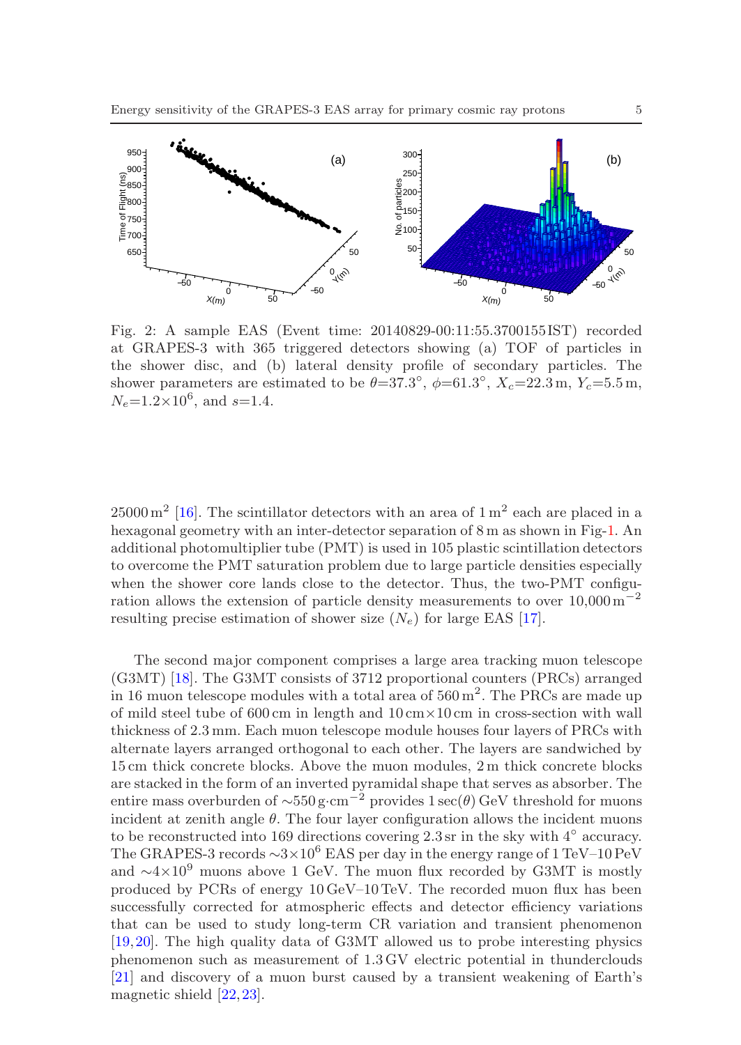Fig. 2: A sample EAS (Event time: 20140829-00:11:55.3700155 IST) recorded at GRAPES-3 with 365 triggered detectors showing (a) TOF of particles in the shower disc, and (b) lateral density profile of secondary particles. The shower parameters are estimated to be $\theta$=37.3°, $\phi$=61.3°, $X_c$=22.3 m, $Y_c$=5.5 m, $N_e$=1.2×10$^6$, and $s$=1.4.

25000 m$^2$ [16]. The scintillator detectors with an area of 1 m$^2$ each are placed in a hexagonal geometry with an inter-detector separation of 8 m as shown in Fig-1. An additional photomultiplier tube (PMT) is used in 105 plastic scintillation detectors to overcome the PMT saturation problem due to large particle densities especially when the shower core lands close to the detector. Thus, the two-PMT configuration allows the extension of particle density measurements to over 10,000 m$^{-2}$ resulting precise estimation of shower size ($N_e$) for large EAS [17].

The second major component comprises a large area tracking muon telescope (G3MT) [18]. The G3MT consists of 3712 proportional counters (PRCs) arranged in 16 muon telescope modules with a total area of 560 m$^2$. The PRCs are made up of mild steel tube of 600 cm in length and 10 cm×10 cm in cross-section with wall thickness of 2.3 mm. Each muon telescope module houses four layers of PRCs with alternate layers arranged orthogonal to each other. The layers are sandwiched by 15 cm thick concrete blocks. Above the muon modules, 2 m thick concrete blocks are stacked in the form of an inverted pyramidal shape that serves as absorber. The entire mass overburden of ∼550 g·cm$^{-2}$ provides 1 sec($\theta$) GeV threshold for muons incident at zenith angle $\theta$. The four layer configuration allows the incident muons to be reconstructed into 169 directions covering 2.3 sr in the sky with 4° accuracy. The GRAPES-3 records ∼3×10$^6$ EAS per day in the energy range of 1 TeV–10 PeV and ∼4×10$^9$ muons above 1 GeV. The muon flux recorded by G3MT is mostly produced by PCRs of energy 10 GeV–10 TeV. The recorded muon flux has been successfully corrected for atmospheric effects and detector efficiency variations that can be used to study long-term CR variation and transient phenomenon [19,20]. The high quality data of G3MT allowed us to probe interesting physics phenomenon such as measurement of 1.3 GV electric potential in thunderclouds [21] and discovery of a muon burst caused by a transient weakening of Earth's magnetic shield [22,23].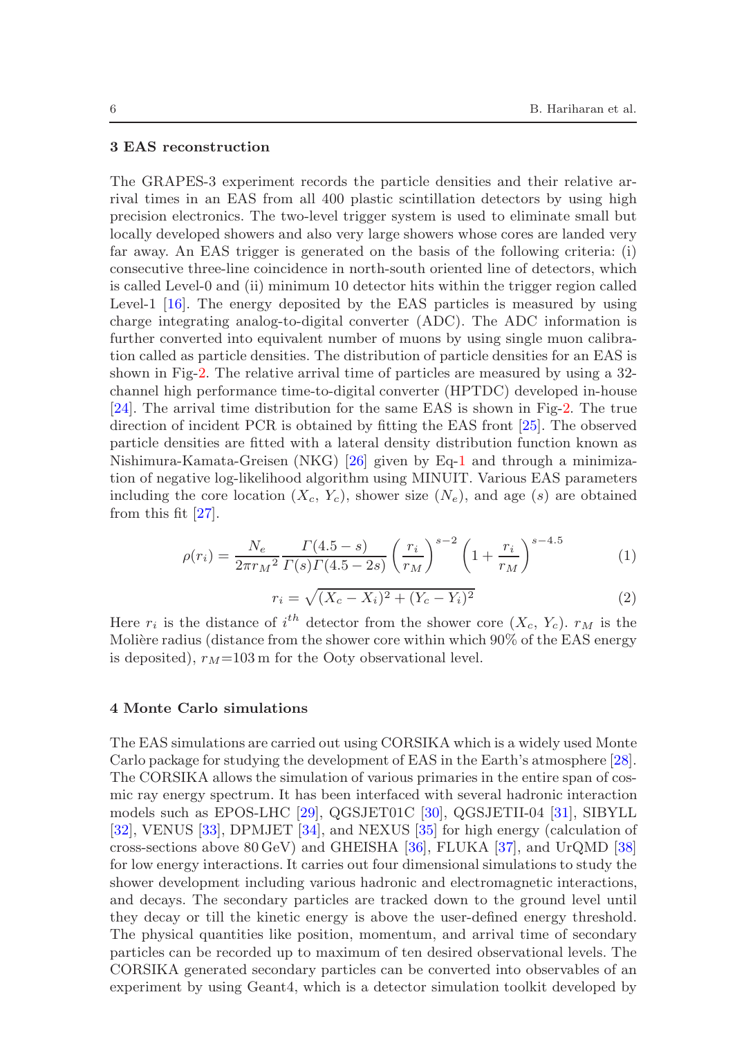## 3 EAS reconstruction

The GRAPES-3 experiment records the particle densities and their relative arrival times in an EAS from all 400 plastic scintillation detectors by using high precision electronics. The two-level trigger system is used to eliminate small but locally developed showers and also very large showers whose cores are landed very far away. An EAS trigger is generated on the basis of the following criteria: (i) consecutive three-line coincidence in north-south oriented line of detectors, which is called Level-0 and (ii) minimum 10 detector hits within the trigger region called Level-1 [16]. The energy deposited by the EAS particles is measured by using charge integrating analog-to-digital converter (ADC). The ADC information is further converted into equivalent number of muons by using single muon calibration called as particle densities. The distribution of particle densities for an EAS is shown in Fig-2. The relative arrival time of particles are measured by using a 32-channel high performance time-to-digital converter (HPTDC) developed in-house [24]. The arrival time distribution for the same EAS is shown in Fig-2. The true direction of incident PCR is obtained by fitting the EAS front [25]. The observed particle densities are fitted with a lateral density distribution function known as Nishimura-Kamata-Greisen (NKG) [26] given by Eq-1 and through a minimization of negative log-likelihood algorithm using MINUIT. Various EAS parameters including the core location ($X_c$, $Y_c$), shower size ($N_e$), and age ($s$) are obtained from this fit [27].

$$\rho(r_i) = \frac{N_e}{2\pi {r_M}^2} \frac{\Gamma(4.5-s)}{\Gamma(s)\Gamma(4.5-2s)} \left(\frac{r_i}{r_M}\right)^{s-2} \left(1+\frac{r_i}{r_M}\right)^{s-4.5} \tag{1}$$

$$r_i = \sqrt{(X_c - X_i)^2 + (Y_c - Y_i)^2} \tag{2}$$

Here $r_i$ is the distance of $i^{th}$ detector from the shower core ($X_c$, $Y_c$). $r_M$ is the Molière radius (distance from the shower core within which 90% of the EAS energy is deposited), $r_M$=103 m for the Ooty observational level.

## 4 Monte Carlo simulations

The EAS simulations are carried out using CORSIKA which is a widely used Monte Carlo package for studying the development of EAS in the Earth's atmosphere [28]. The CORSIKA allows the simulation of various primaries in the entire span of cosmic ray energy spectrum. It has been interfaced with several hadronic interaction models such as EPOS-LHC [29], QGSJET01C [30], QGSJETII-04 [31], SIBYLL [32], VENUS [33], DPMJET [34], and NEXUS [35] for high energy (calculation of cross-sections above 80 GeV) and GHEISHA [36], FLUKA [37], and UrQMD [38] for low energy interactions. It carries out four dimensional simulations to study the shower development including various hadronic and electromagnetic interactions, and decays. The secondary particles are tracked down to the ground level until they decay or till the kinetic energy is above the user-defined energy threshold. The physical quantities like position, momentum, and arrival time of secondary particles can be recorded up to maximum of ten desired observational levels. The CORSIKA generated secondary particles can be converted into observables of an experiment by using Geant4, which is a detector simulation toolkit developed by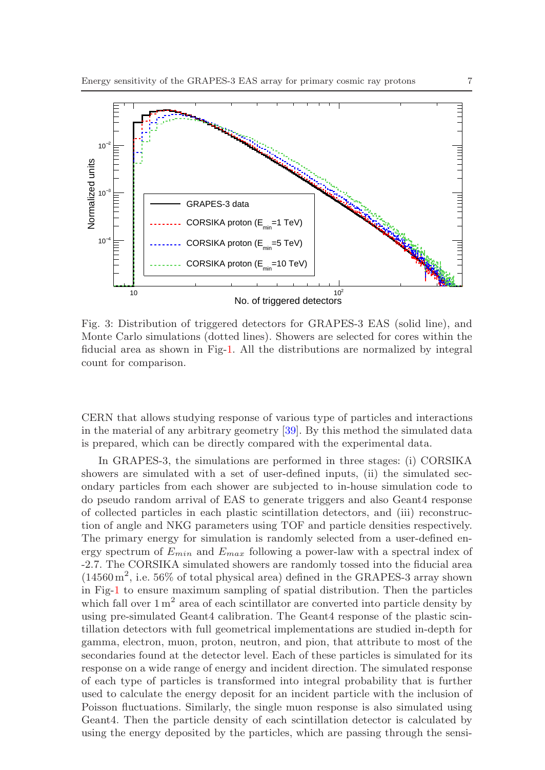Fig. 3: Distribution of triggered detectors for GRAPES-3 EAS (solid line), and Monte Carlo simulations (dotted lines). Showers are selected for cores within the fiducial area as shown in Fig-1. All the distributions are normalized by integral count for comparison.

CERN that allows studying response of various type of particles and interactions in the material of any arbitrary geometry [39]. By this method the simulated data is prepared, which can be directly compared with the experimental data.

In GRAPES-3, the simulations are performed in three stages: (i) CORSIKA showers are simulated with a set of user-defined inputs, (ii) the simulated secondary particles from each shower are subjected to in-house simulation code to do pseudo random arrival of EAS to generate triggers and also Geant4 response of collected particles in each plastic scintillation detectors, and (iii) reconstruction of angle and NKG parameters using TOF and particle densities respectively. The primary energy for simulation is randomly selected from a user-defined energy spectrum of $E_{min}$ and $E_{max}$ following a power-law with a spectral index of -2.7. The CORSIKA simulated showers are randomly tossed into the fiducial area ($14560\,\mathrm{m}^2$, i.e. 56% of total physical area) defined in the GRAPES-3 array shown in Fig-1 to ensure maximum sampling of spatial distribution. Then the particles which fall over $1\,\mathrm{m}^2$ area of each scintillator are converted into particle density by using pre-simulated Geant4 calibration. The Geant4 response of the plastic scintillation detectors with full geometrical implementations are studied in-depth for gamma, electron, muon, proton, neutron, and pion, that attribute to most of the secondaries found at the detector level. Each of these particles is simulated for its response on a wide range of energy and incident direction. The simulated response of each type of particles is transformed into integral probability that is further used to calculate the energy deposit for an incident particle with the inclusion of Poisson fluctuations. Similarly, the single muon response is also simulated using Geant4. Then the particle density of each scintillation detector is calculated by using the energy deposited by the particles, which are passing through the sensi-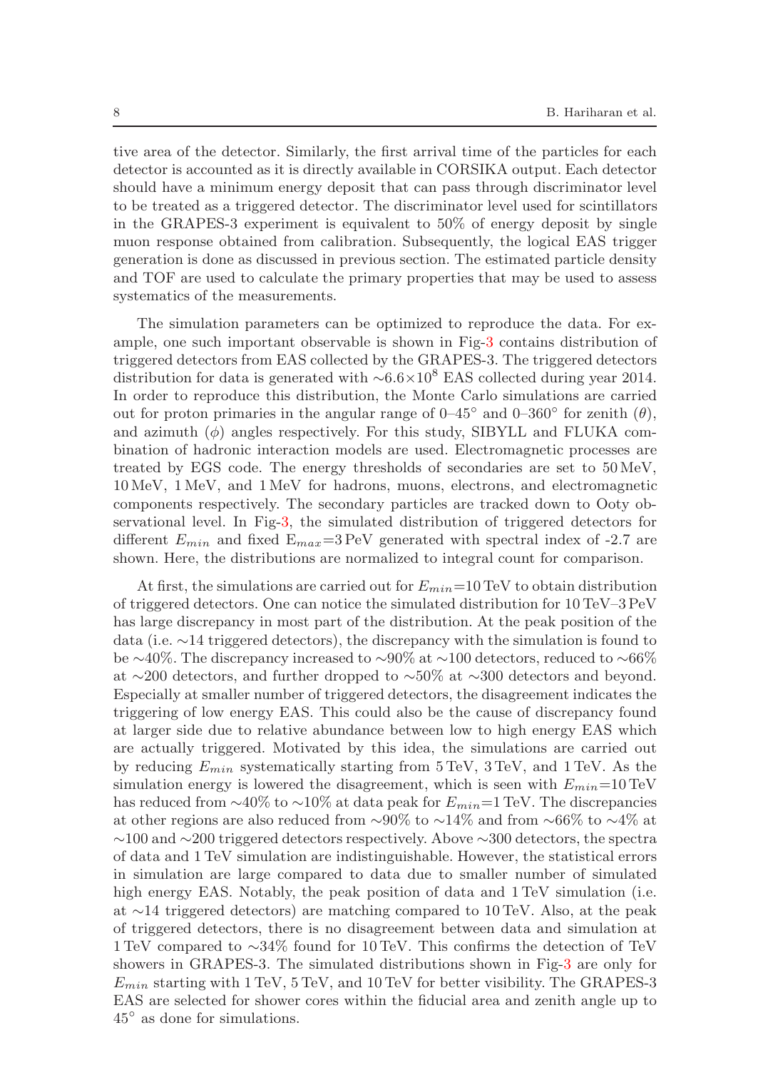tive area of the detector. Similarly, the first arrival time of the particles for each detector is accounted as it is directly available in CORSIKA output. Each detector should have a minimum energy deposit that can pass through discriminator level to be treated as a triggered detector. The discriminator level used for scintillators in the GRAPES-3 experiment is equivalent to 50% of energy deposit by single muon response obtained from calibration. Subsequently, the logical EAS trigger generation is done as discussed in previous section. The estimated particle density and TOF are used to calculate the primary properties that may be used to assess systematics of the measurements.

The simulation parameters can be optimized to reproduce the data. For example, one such important observable is shown in Fig-3 contains distribution of triggered detectors from EAS collected by the GRAPES-3. The triggered detectors distribution for data is generated with $\sim 6.6\times 10^{8}$ EAS collected during year 2014. In order to reproduce this distribution, the Monte Carlo simulations are carried out for proton primaries in the angular range of 0–45° and 0–360° for zenith ($\theta$), and azimuth ($\phi$) angles respectively. For this study, SIBYLL and FLUKA combination of hadronic interaction models are used. Electromagnetic processes are treated by EGS code. The energy thresholds of secondaries are set to 50 MeV, 10 MeV, 1 MeV, and 1 MeV for hadrons, muons, electrons, and electromagnetic components respectively. The secondary particles are tracked down to Ooty observational level. In Fig-3, the simulated distribution of triggered detectors for different $E_{min}$ and fixed $E_{max}$=3 PeV generated with spectral index of -2.7 are shown. Here, the distributions are normalized to integral count for comparison.

At first, the simulations are carried out for $E_{min}$=10 TeV to obtain distribution of triggered detectors. One can notice the simulated distribution for 10 TeV–3 PeV has large discrepancy in most part of the distribution. At the peak position of the data (i.e. ∼14 triggered detectors), the discrepancy with the simulation is found to be ∼40%. The discrepancy increased to ∼90% at ∼100 detectors, reduced to ∼66% at ∼200 detectors, and further dropped to ∼50% at ∼300 detectors and beyond. Especially at smaller number of triggered detectors, the disagreement indicates the triggering of low energy EAS. This could also be the cause of discrepancy found at larger side due to relative abundance between low to high energy EAS which are actually triggered. Motivated by this idea, the simulations are carried out by reducing $E_{min}$ systematically starting from 5 TeV, 3 TeV, and 1 TeV. As the simulation energy is lowered the disagreement, which is seen with $E_{min}$=10 TeV has reduced from ∼40% to ∼10% at data peak for $E_{min}$=1 TeV. The discrepancies at other regions are also reduced from ∼90% to ∼14% and from ∼66% to ∼4% at ∼100 and ∼200 triggered detectors respectively. Above ∼300 detectors, the spectra of data and 1 TeV simulation are indistinguishable. However, the statistical errors in simulation are large compared to data due to smaller number of simulated high energy EAS. Notably, the peak position of data and 1 TeV simulation (i.e. at ∼14 triggered detectors) are matching compared to 10 TeV. Also, at the peak of triggered detectors, there is no disagreement between data and simulation at 1 TeV compared to ∼34% found for 10 TeV. This confirms the detection of TeV showers in GRAPES-3. The simulated distributions shown in Fig-3 are only for $E_{min}$ starting with 1 TeV, 5 TeV, and 10 TeV for better visibility. The GRAPES-3 EAS are selected for shower cores within the fiducial area and zenith angle up to 45° as done for simulations.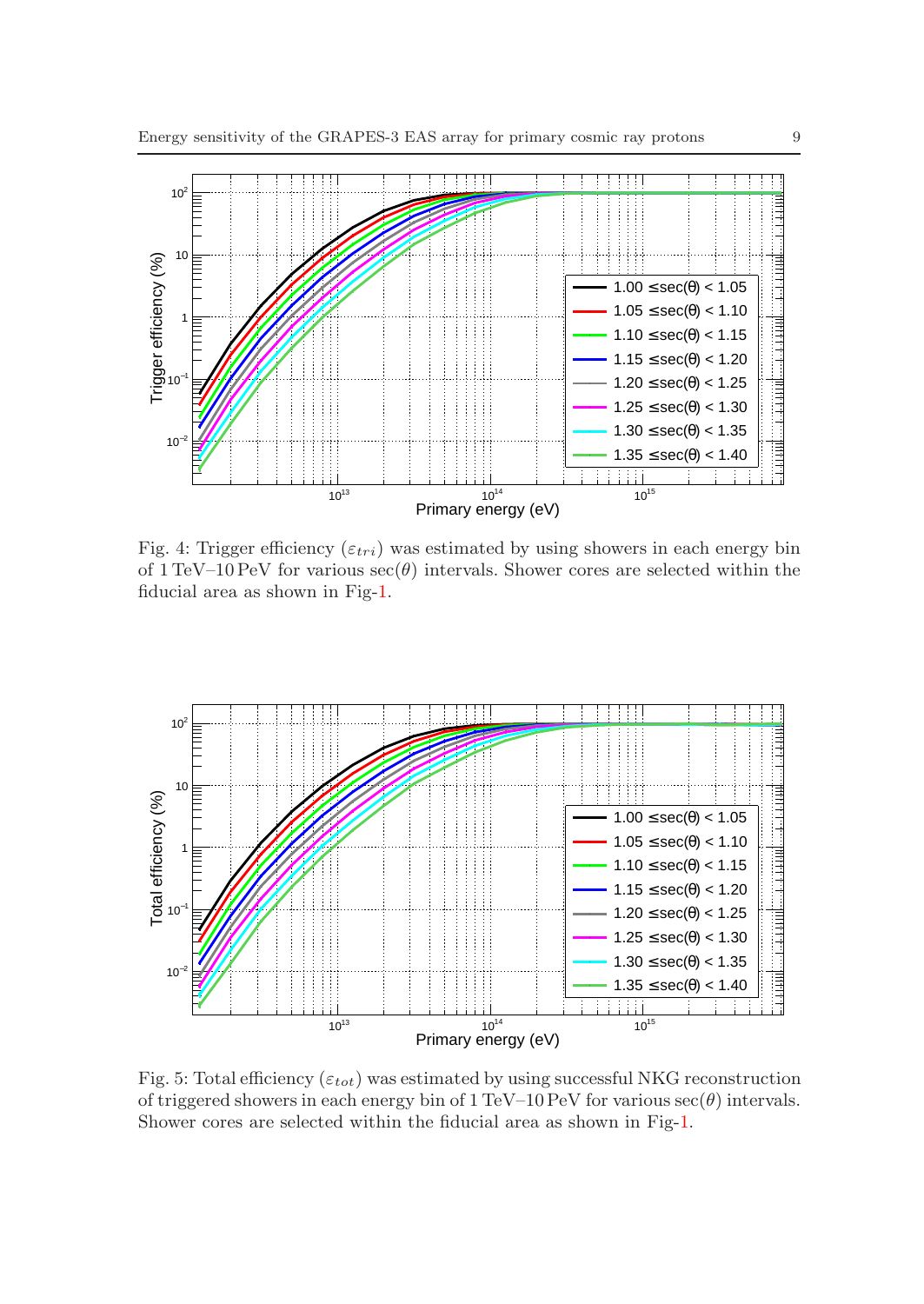Fig. 4: Trigger efficiency ($\varepsilon_{tri}$) was estimated by using showers in each energy bin of 1 TeV–10 PeV for various $\sec(\theta)$ intervals. Shower cores are selected within the fiducial area as shown in Fig-1.

Fig. 5: Total efficiency ($\varepsilon_{tot}$) was estimated by using successful NKG reconstruction of triggered showers in each energy bin of 1 TeV–10 PeV for various $\sec(\theta)$ intervals. Shower cores are selected within the fiducial area as shown in Fig-1.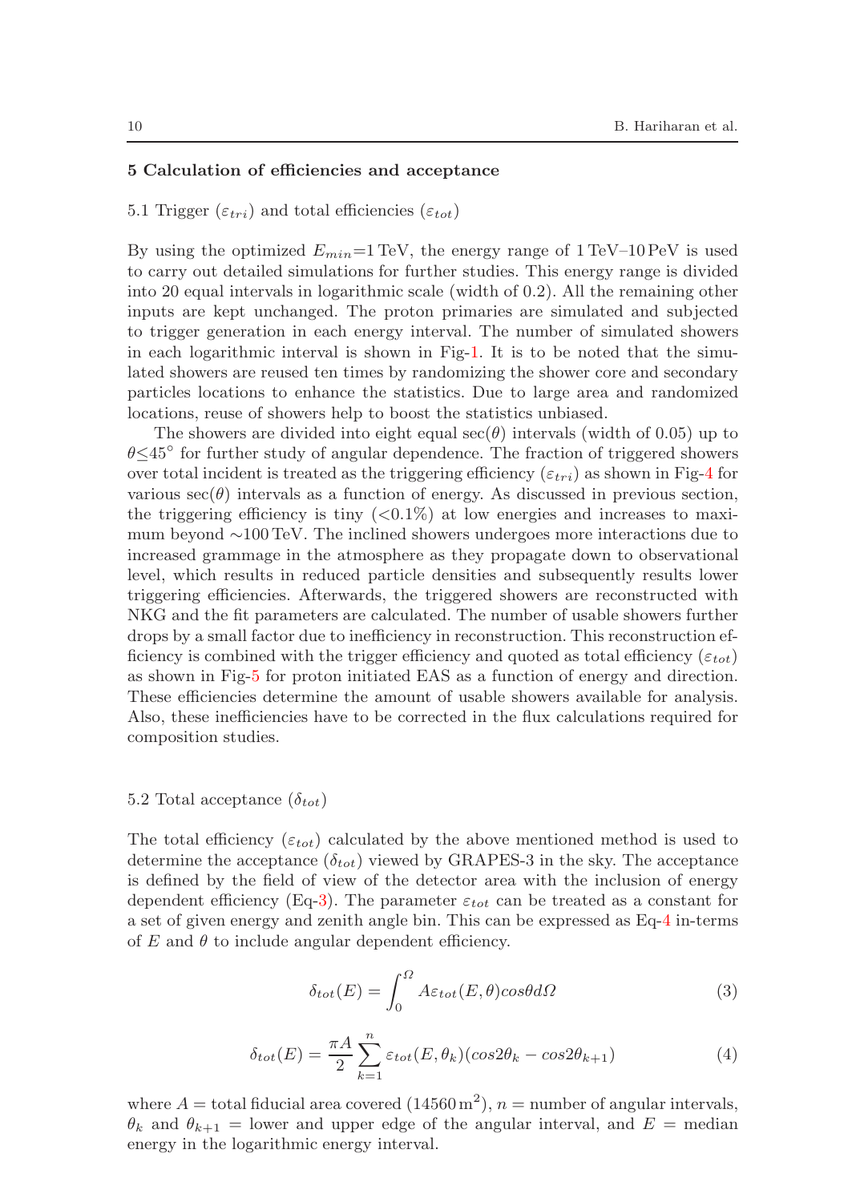## 5 Calculation of efficiencies and acceptance

### 5.1 Trigger ($\varepsilon_{tri}$) and total efficiencies ($\varepsilon_{tot}$)

By using the optimized $E_{min}$=1 TeV, the energy range of 1 TeV–10 PeV is used to carry out detailed simulations for further studies. This energy range is divided into 20 equal intervals in logarithmic scale (width of 0.2). All the remaining other inputs are kept unchanged. The proton primaries are simulated and subjected to trigger generation in each energy interval. The number of simulated showers in each logarithmic interval is shown in Fig-1. It is to be noted that the simulated showers are reused ten times by randomizing the shower core and secondary particles locations to enhance the statistics. Due to large area and randomized locations, reuse of showers help to boost the statistics unbiased.

The showers are divided into eight equal sec($\theta$) intervals (width of 0.05) up to $\theta \leq 45^{\circ}$ for further study of angular dependence. The fraction of triggered showers over total incident is treated as the triggering efficiency ($\varepsilon_{tri}$) as shown in Fig-4 for various sec($\theta$) intervals as a function of energy. As discussed in previous section, the triggering efficiency is tiny (<0.1%) at low energies and increases to maximum beyond ∼100 TeV. The inclined showers undergoes more interactions due to increased grammage in the atmosphere as they propagate down to observational level, which results in reduced particle densities and subsequently results lower triggering efficiencies. Afterwards, the triggered showers are reconstructed with NKG and the fit parameters are calculated. The number of usable showers further drops by a small factor due to inefficiency in reconstruction. This reconstruction efficiency is combined with the trigger efficiency and quoted as total efficiency ($\varepsilon_{tot}$) as shown in Fig-5 for proton initiated EAS as a function of energy and direction. These efficiencies determine the amount of usable showers available for analysis. Also, these inefficiencies have to be corrected in the flux calculations required for composition studies.

### 5.2 Total acceptance ($\delta_{tot}$)

The total efficiency ($\varepsilon_{tot}$) calculated by the above mentioned method is used to determine the acceptance ($\delta_{tot}$) viewed by GRAPES-3 in the sky. The acceptance is defined by the field of view of the detector area with the inclusion of energy dependent efficiency (Eq-3). The parameter $\varepsilon_{tot}$ can be treated as a constant for a set of given energy and zenith angle bin. This can be expressed as Eq-4 in-terms of $E$ and $\theta$ to include angular dependent efficiency.

$$\delta_{tot}(E) = \int_0^{\Omega} A\varepsilon_{tot}(E,\theta) cos\theta d\Omega \tag{3}$$

$$\delta_{tot}(E) = \frac{\pi A}{2} \sum_{k=1}^{n} \varepsilon_{tot}(E,\theta_k)(cos2\theta_k - cos2\theta_{k+1}) \tag{4}$$

where $A$ = total fiducial area covered (14560 m$^2$), $n$ = number of angular intervals, $\theta_k$ and $\theta_{k+1}$ = lower and upper edge of the angular interval, and $E$ = median energy in the logarithmic energy interval.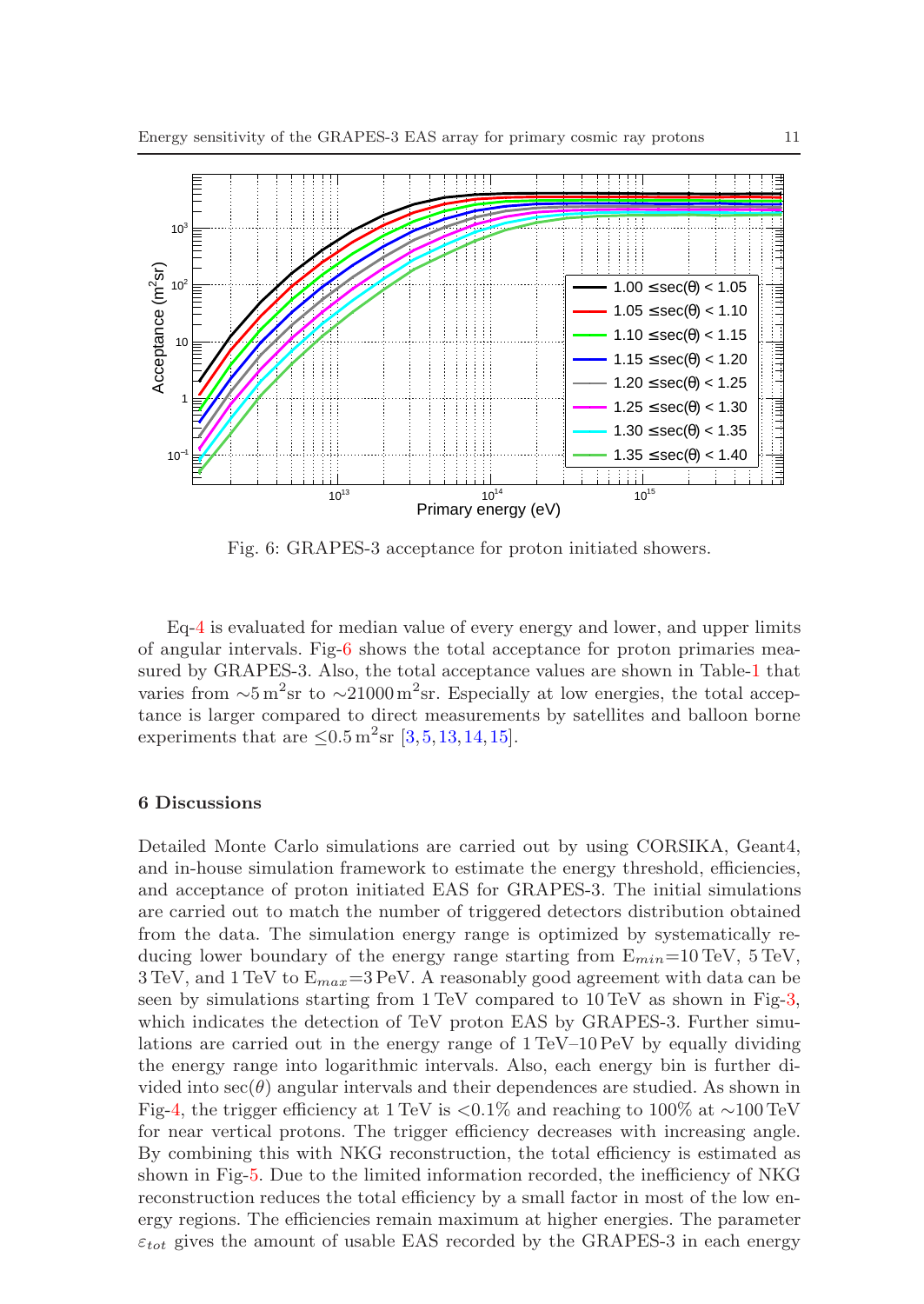Fig. 6: GRAPES-3 acceptance for proton initiated showers.

Eq-4 is evaluated for median value of every energy and lower, and upper limits of angular intervals. Fig-6 shows the total acceptance for proton primaries measured by GRAPES-3. Also, the total acceptance values are shown in Table-1 that varies from $\sim$5 m$^2$sr to $\sim$21000 m$^2$sr. Especially at low energies, the total acceptance is larger compared to direct measurements by satellites and balloon borne experiments that are $\leq$0.5 m$^2$sr [3, 5, 13, 14, 15].

## 6 Discussions

Detailed Monte Carlo simulations are carried out by using CORSIKA, Geant4, and in-house simulation framework to estimate the energy threshold, efficiencies, and acceptance of proton initiated EAS for GRAPES-3. The initial simulations are carried out to match the number of triggered detectors distribution obtained from the data. The simulation energy range is optimized by systematically reducing lower boundary of the energy range starting from $E_{min}$=10 TeV, 5 TeV, 3 TeV, and 1 TeV to $E_{max}$=3 PeV. A reasonably good agreement with data can be seen by simulations starting from 1 TeV compared to 10 TeV as shown in Fig-3, which indicates the detection of TeV proton EAS by GRAPES-3. Further simulations are carried out in the energy range of 1 TeV–10 PeV by equally dividing the energy range into logarithmic intervals. Also, each energy bin is further divided into sec($\theta$) angular intervals and their dependences are studied. As shown in Fig-4, the trigger efficiency at 1 TeV is <0.1% and reaching to 100% at $\sim$100 TeV for near vertical protons. The trigger efficiency decreases with increasing angle. By combining this with NKG reconstruction, the total efficiency is estimated as shown in Fig-5. Due to the limited information recorded, the inefficiency of NKG reconstruction reduces the total efficiency by a small factor in most of the low energy regions. The efficiencies remain maximum at higher energies. The parameter $\varepsilon_{tot}$ gives the amount of usable EAS recorded by the GRAPES-3 in each energy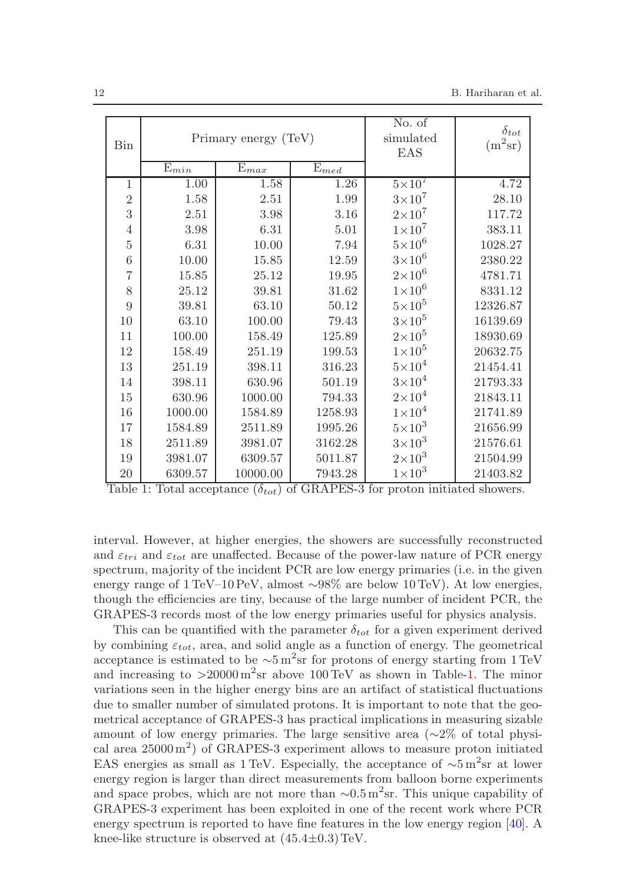| Bin | Primary energy (TeV) | | | No. of simulated EAS | $\delta_{tot}$ ($\mathrm{m}^2$sr) |
|---|---|---|---|---|---|
| | $E_{min}$ | $E_{max}$ | $E_{med}$ | | |
| 1 | 1.00 | 1.58 | 1.26 | $5\times10^7$ | 4.72 |
| 2 | 1.58 | 2.51 | 1.99 | $3\times10^7$ | 28.10 |
| 3 | 2.51 | 3.98 | 3.16 | $2\times10^7$ | 117.72 |
| 4 | 3.98 | 6.31 | 5.01 | $1\times10^7$ | 383.11 |
| 5 | 6.31 | 10.00 | 7.94 | $5\times10^6$ | 1028.27 |
| 6 | 10.00 | 15.85 | 12.59 | $3\times10^6$ | 2380.22 |
| 7 | 15.85 | 25.12 | 19.95 | $2\times10^6$ | 4781.71 |
| 8 | 25.12 | 39.81 | 31.62 | $1\times10^6$ | 8331.12 |
| 9 | 39.81 | 63.10 | 50.12 | $5\times10^5$ | 12326.87 |
| 10 | 63.10 | 100.00 | 79.43 | $3\times10^5$ | 16139.69 |
| 11 | 100.00 | 158.49 | 125.89 | $2\times10^5$ | 18930.69 |
| 12 | 158.49 | 251.19 | 199.53 | $1\times10^5$ | 20632.75 |
| 13 | 251.19 | 398.11 | 316.23 | $5\times10^4$ | 21454.41 |
| 14 | 398.11 | 630.96 | 501.19 | $3\times10^4$ | 21793.33 |
| 15 | 630.96 | 1000.00 | 794.33 | $2\times10^4$ | 21843.11 |
| 16 | 1000.00 | 1584.89 | 1258.93 | $1\times10^4$ | 21741.89 |
| 17 | 1584.89 | 2511.89 | 1995.26 | $5\times10^3$ | 21656.99 |
| 18 | 2511.89 | 3981.07 | 3162.28 | $3\times10^3$ | 21576.61 |
| 19 | 3981.07 | 6309.57 | 5011.87 | $2\times10^3$ | 21504.99 |
| 20 | 6309.57 | 10000.00 | 7943.28 | $1\times10^3$ | 21403.82 |

Table 1: Total acceptance ($\delta_{tot}$) of GRAPES-3 for proton initiated showers.

interval. However, at higher energies, the showers are successfully reconstructed and $\varepsilon_{tri}$ and $\varepsilon_{tot}$ are unaffected. Because of the power-law nature of PCR energy spectrum, majority of the incident PCR are low energy primaries (i.e. in the given energy range of 1 TeV–10 PeV, almost ∼98% are below 10 TeV). At low energies, though the efficiencies are tiny, because of the large number of incident PCR, the GRAPES-3 records most of the low energy primaries useful for physics analysis.

This can be quantified with the parameter $\delta_{tot}$ for a given experiment derived by combining $\varepsilon_{tot}$, area, and solid angle as a function of energy. The geometrical acceptance is estimated to be $\sim5\,\mathrm{m}^2$sr for protons of energy starting from 1 TeV and increasing to $>20000\,\mathrm{m}^2$sr above 100 TeV as shown in Table-1. The minor variations seen in the higher energy bins are an artifact of statistical fluctuations due to smaller number of simulated protons. It is important to note that the geometrical acceptance of GRAPES-3 has practical implications in measuring sizable amount of low energy primaries. The large sensitive area (∼2% of total physical area $25000\,\mathrm{m}^2$) of GRAPES-3 experiment allows to measure proton initiated EAS energies as small as 1 TeV. Especially, the acceptance of $\sim5\,\mathrm{m}^2$sr at lower energy region is larger than direct measurements from balloon borne experiments and space probes, which are not more than $\sim0.5\,\mathrm{m}^2$sr. This unique capability of GRAPES-3 experiment has been exploited in one of the recent work where PCR energy spectrum is reported to have fine features in the low energy region [40]. A knee-like structure is observed at (45.4±0.3) TeV.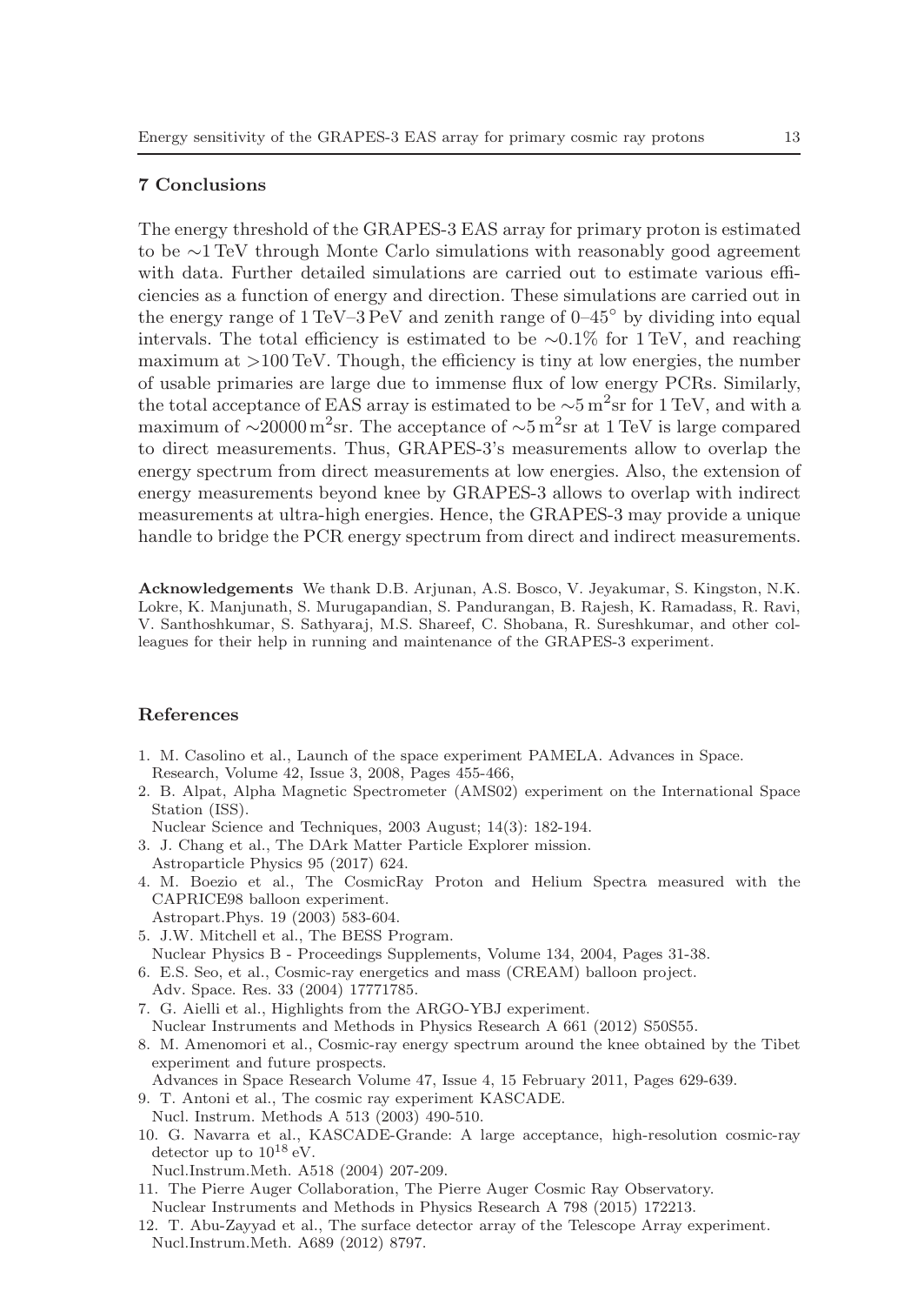## 7 Conclusions

The energy threshold of the GRAPES-3 EAS array for primary proton is estimated to be $\sim$1 TeV through Monte Carlo simulations with reasonably good agreement with data. Further detailed simulations are carried out to estimate various efficiencies as a function of energy and direction. These simulations are carried out in the energy range of 1 TeV–3 PeV and zenith range of 0–45° by dividing into equal intervals. The total efficiency is estimated to be $\sim$0.1% for 1 TeV, and reaching maximum at >100 TeV. Though, the efficiency is tiny at low energies, the number of usable primaries are large due to immense flux of low energy PCRs. Similarly, the total acceptance of EAS array is estimated to be $\sim$5 m$^2$sr for 1 TeV, and with a maximum of $\sim$20000 m$^2$sr. The acceptance of $\sim$5 m$^2$sr at 1 TeV is large compared to direct measurements. Thus, GRAPES-3's measurements allow to overlap the energy spectrum from direct measurements at low energies. Also, the extension of energy measurements beyond knee by GRAPES-3 allows to overlap with indirect measurements at ultra-high energies. Hence, the GRAPES-3 may provide a unique handle to bridge the PCR energy spectrum from direct and indirect measurements.

**Acknowledgements** We thank D.B. Arjunan, A.S. Bosco, V. Jeyakumar, S. Kingston, N.K. Lokre, K. Manjunath, S. Murugapandian, S. Pandurangan, B. Rajesh, K. Ramadass, R. Ravi, V. Santhoshkumar, S. Sathyaraj, M.S. Shareef, C. Shobana, R. Sureshkumar, and other colleagues for their help in running and maintenance of the GRAPES-3 experiment.

## References

1. M. Casolino et al., Launch of the space experiment PAMELA. Advances in Space. Research, Volume 42, Issue 3, 2008, Pages 455-466,
2. B. Alpat, Alpha Magnetic Spectrometer (AMS02) experiment on the International Space Station (ISS).
   Nuclear Science and Techniques, 2003 August; 14(3): 182-194.
3. J. Chang et al., The DArk Matter Particle Explorer mission.
   Astroparticle Physics 95 (2017) 624.
4. M. Boezio et al., The CosmicRay Proton and Helium Spectra measured with the CAPRICE98 balloon experiment.
   Astropart.Phys. 19 (2003) 583-604.
5. J.W. Mitchell et al., The BESS Program.
   Nuclear Physics B - Proceedings Supplements, Volume 134, 2004, Pages 31-38.
6. E.S. Seo, et al., Cosmic-ray energetics and mass (CREAM) balloon project.
   Adv. Space. Res. 33 (2004) 17771785.
7. G. Aielli et al., Highlights from the ARGO-YBJ experiment.
   Nuclear Instruments and Methods in Physics Research A 661 (2012) S50S55.
8. M. Amenomori et al., Cosmic-ray energy spectrum around the knee obtained by the Tibet experiment and future prospects.
   Advances in Space Research Volume 47, Issue 4, 15 February 2011, Pages 629-639.
9. T. Antoni et al., The cosmic ray experiment KASCADE.
   Nucl. Instrum. Methods A 513 (2003) 490-510.
10. G. Navarra et al., KASCADE-Grande: A large acceptance, high-resolution cosmic-ray detector up to $10^{18}$ eV.
    Nucl.Instrum.Meth. A518 (2004) 207-209.
11. The Pierre Auger Collaboration, The Pierre Auger Cosmic Ray Observatory.
    Nuclear Instruments and Methods in Physics Research A 798 (2015) 172213.
12. T. Abu-Zayyad et al., The surface detector array of the Telescope Array experiment.
    Nucl.Instrum.Meth. A689 (2012) 8797.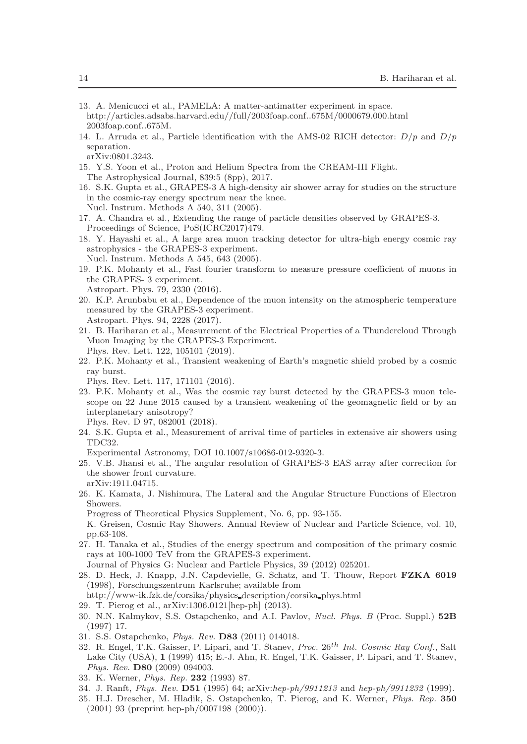13. A. Menicucci et al., PAMELA: A matter-antimatter experiment in space. http://articles.adsabs.harvard.edu//full/2003foap.conf..675M/0000679.000.html 2003foap.conf..675M.
14. L. Arruda et al., Particle identification with the AMS-02 RICH detector: $D/p$ and $D/p$ separation. arXiv:0801.3243.
15. Y.S. Yoon et al., Proton and Helium Spectra from the CREAM-III Flight. The Astrophysical Journal, 839:5 (8pp), 2017.
16. S.K. Gupta et al., GRAPES-3 A high-density air shower array for studies on the structure in the cosmic-ray energy spectrum near the knee. Nucl. Instrum. Methods A 540, 311 (2005).
17. A. Chandra et al., Extending the range of particle densities observed by GRAPES-3. Proceedings of Science, PoS(ICRC2017)479.
18. Y. Hayashi et al., A large area muon tracking detector for ultra-high energy cosmic ray astrophysics - the GRAPES-3 experiment. Nucl. Instrum. Methods A 545, 643 (2005).
19. P.K. Mohanty et al., Fast fourier transform to measure pressure coefficient of muons in the GRAPES- 3 experiment. Astropart. Phys. 79, 2330 (2016).
20. K.P. Arunbabu et al., Dependence of the muon intensity on the atmospheric temperature measured by the GRAPES-3 experiment. Astropart. Phys. 94, 2228 (2017).
21. B. Hariharan et al., Measurement of the Electrical Properties of a Thundercloud Through Muon Imaging by the GRAPES-3 Experiment. Phys. Rev. Lett. 122, 105101 (2019).
22. P.K. Mohanty et al., Transient weakening of Earth's magnetic shield probed by a cosmic ray burst. Phys. Rev. Lett. 117, 171101 (2016).
23. P.K. Mohanty et al., Was the cosmic ray burst detected by the GRAPES-3 muon telescope on 22 June 2015 caused by a transient weakening of the geomagnetic field or by an interplanetary anisotropy? Phys. Rev. D 97, 082001 (2018).
24. S.K. Gupta et al., Measurement of arrival time of particles in extensive air showers using TDC32. Experimental Astronomy, DOI 10.1007/s10686-012-9320-3.
25. V.B. Jhansi et al., The angular resolution of GRAPES-3 EAS array after correction for the shower front curvature. arXiv:1911.04715.
26. K. Kamata, J. Nishimura, The Lateral and the Angular Structure Functions of Electron Showers. Progress of Theoretical Physics Supplement, No. 6, pp. 93-155. K. Greisen, Cosmic Ray Showers. Annual Review of Nuclear and Particle Science, vol. 10, pp.63-108.
27. H. Tanaka et al., Studies of the energy spectrum and composition of the primary cosmic rays at 100-1000 TeV from the GRAPES-3 experiment. Journal of Physics G: Nuclear and Particle Physics, 39 (2012) 025201.
28. D. Heck, J. Knapp, J.N. Capdevielle, G. Schatz, and T. Thouw, Report **FZKA 6019** (1998), Forschungszentrum Karlsruhe; available from http://www-ik.fzk.de/corsika/physics_description/corsika_phys.html
29. T. Pierog et al., arXiv:1306.0121[hep-ph] (2013).
30. N.N. Kalmykov, S.S. Ostapchenko, and A.I. Pavlov, *Nucl. Phys. B* (Proc. Suppl.) **52B** (1997) 17.
31. S.S. Ostapchenko, *Phys. Rev.* **D83** (2011) 014018.
32. R. Engel, T.K. Gaisser, P. Lipari, and T. Stanev, *Proc. 26$^{th}$ Int. Cosmic Ray Conf.*, Salt Lake City (USA), **1** (1999) 415; E.-J. Ahn, R. Engel, T.K. Gaisser, P. Lipari, and T. Stanev, *Phys. Rev.* **D80** (2009) 094003.
33. K. Werner, *Phys. Rep.* **232** (1993) 87.
34. J. Ranft, *Phys. Rev.* **D51** (1995) 64; arXiv:*hep-ph/9911213* and *hep-ph/9911232* (1999).
35. H.J. Drescher, M. Hladik, S. Ostapchenko, T. Pierog, and K. Werner, *Phys. Rep.* **350** (2001) 93 (preprint hep-ph/0007198 (2000)).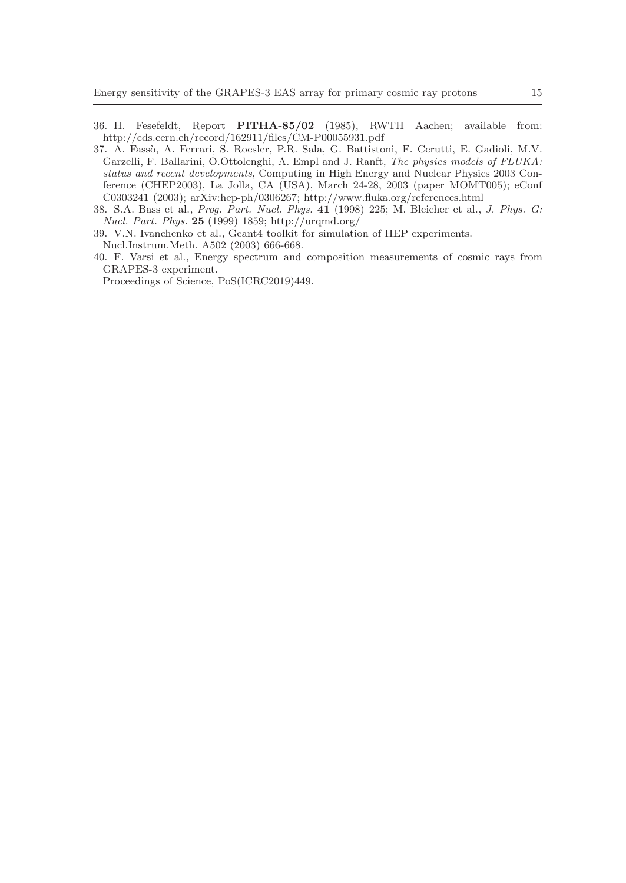36. H. Fesefeldt, Report **PITHA-85/02** (1985), RWTH Aachen; available from: http://cds.cern.ch/record/162911/files/CM-P00055931.pdf
37. A. Fassò, A. Ferrari, S. Roesler, P.R. Sala, G. Battistoni, F. Cerutti, E. Gadioli, M.V. Garzelli, F. Ballarini, O.Ottolenghi, A. Empl and J. Ranft, *The physics models of FLUKA: status and recent developments*, Computing in High Energy and Nuclear Physics 2003 Conference (CHEP2003), La Jolla, CA (USA), March 24-28, 2003 (paper MOMT005); eConf C0303241 (2003); arXiv:hep-ph/0306267; http://www.fluka.org/references.html
38. S.A. Bass et al., *Prog. Part. Nucl. Phys.* **41** (1998) 225; M. Bleicher et al., *J. Phys. G: Nucl. Part. Phys.* **25** (1999) 1859; http://urqmd.org/
39. V.N. Ivanchenko et al., Geant4 toolkit for simulation of HEP experiments. Nucl.Instrum.Meth. A502 (2003) 666-668.
40. F. Varsi et al., Energy spectrum and composition measurements of cosmic rays from GRAPES-3 experiment. Proceedings of Science, PoS(ICRC2019)449.